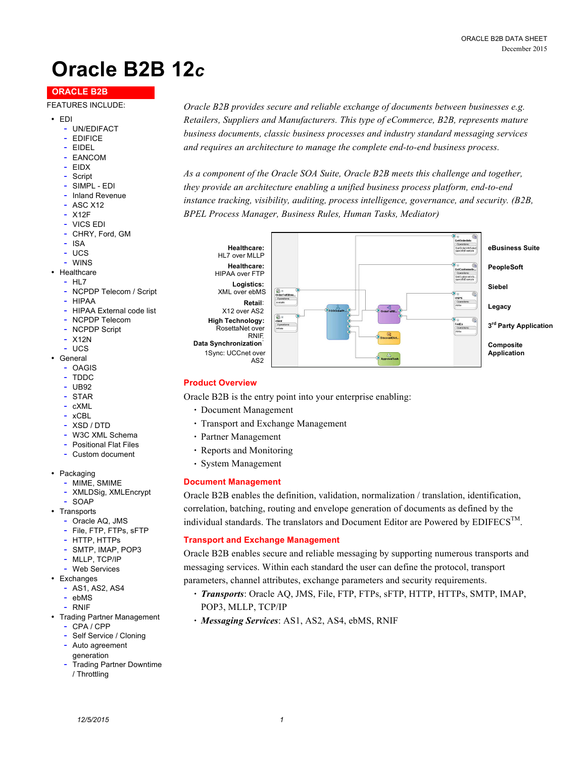# Oracle B2B 12*c*

**ORACLE B2B**

FEATURES INCLUDE:

- EDI
  - UN/EDIFACT
  - EDIFICE
  - EIDEL
  - EANCOM
  - EIDX
  - Script
  - SIMPL - EDI
  - Inland Revenue
  - ASC X12
  - X12F
  - VICS EDI
  - CHRY, Ford, GM
  - ISA
  - UCS
  - WINS
- Healthcare
  - HL7
  - NCPDP Telecom / Script
  - HIPAA
  - HIPAA External code list
  - NCPDP Telecom
  - NCPDP Script
  - X12N
  - UCS
- General
  - OAGIS
  - TDDC
  - UB92
  - STAR
  - cXML
  - xCBL
  - XSD / DTD
  - W3C XML Schema
  - Positional Flat Files
  - Custom document
- Packaging
  - MIME, SMIME
  - XMLDSig, XMLEncrypt
  - SOAP
- Transports
  - Oracle AQ, JMS
  - File, FTP, FTPs, sFTP
  - HTTP, HTTPs
  - SMTP, IMAP, POP3
  - MLLP, TCP/IP
  - Web Services
- Exchanges
  - AS1, AS2, AS4
  - ebMS
  - RNIF
- Trading Partner Management
  - CPA / CPP
  - Self Service / Cloning
  - Auto agreement generation
  - Trading Partner Downtime / Throttling

*Oracle B2B provides secure and reliable exchange of documents between businesses e.g. Retailers, Suppliers and Manufacturers. This type of eCommerce, B2B, represents mature business documents, classic business processes and industry standard messaging services and requires an architecture to manage the complete end-to-end business process.*

*As a component of the Oracle SOA Suite, Oracle B2B meets this challenge and together, they provide an architecture enabling a unified business process platform, end-to-end instance tracking, visibility, auditing, process intelligence, governance, and security. (B2B, BPEL Process Manager, Business Rules, Human Tasks, Mediator)*

**Healthcare:** HL7 over MLLP
**Healthcare:** HIPAA over FTP
**Logistics:** XML over ebMS
**Retail:** X12 over AS2
**High Technology:** RosettaNet over RNIF
**Data Synchronization:** 1Sync: UCCnet over AS2

**eBusiness Suite**
**PeopleSoft**
**Siebel**
**Legacy**
**3rd Party Application**
**Composite Application**

## Product Overview

Oracle B2B is the entry point into your enterprise enabling:

- Document Management
- Transport and Exchange Management
- Partner Management
- Reports and Monitoring
- System Management

## Document Management

Oracle B2B enables the definition, validation, normalization / translation, identification, correlation, batching, routing and envelope generation of documents as defined by the individual standards. The translators and Document Editor are Powered by EDIFECS™.

## Transport and Exchange Management

Oracle B2B enables secure and reliable messaging by supporting numerous transports and messaging services. Within each standard the user can define the protocol, transport parameters, channel attributes, exchange parameters and security requirements.

- ***Transports***: Oracle AQ, JMS, File, FTP, FTPs, sFTP, HTTP, HTTPs, SMTP, IMAP, POP3, MLLP, TCP/IP
- ***Messaging Services***: AS1, AS2, AS4, ebMS, RNIF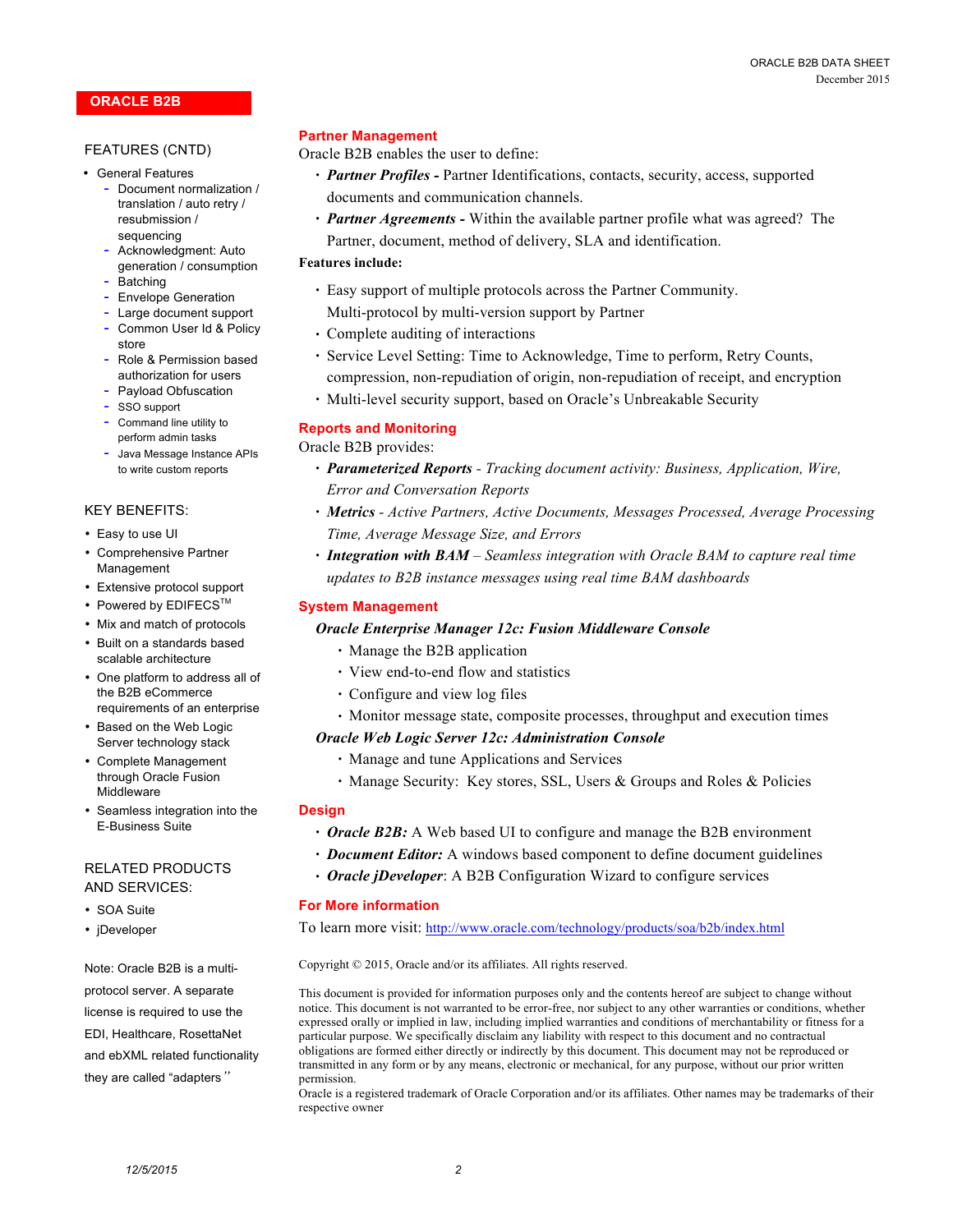ORACLE B2B

FEATURES (CNTD)

- General Features
  - Document normalization / translation / auto retry / resubmission / sequencing
  - Acknowledgment: Auto generation / consumption
  - Batching
  - Envelope Generation
  - Large document support
  - Common User Id & Policy store
  - Role & Permission based authorization for users
  - Payload Obfuscation
  - SSO support
  - Command line utility to perform admin tasks
  - Java Message Instance APIs to write custom reports

KEY BENEFITS:

- Easy to use UI
- Comprehensive Partner Management
- Extensive protocol support
- Powered by EDIFECS™
- Mix and match of protocols
- Built on a standards based scalable architecture
- One platform to address all of the B2B eCommerce requirements of an enterprise
- Based on the Web Logic Server technology stack
- Complete Management through Oracle Fusion Middleware
- Seamless integration into the E-Business Suite

RELATED PRODUCTS AND SERVICES:

- SOA Suite
- jDeveloper

Note: Oracle B2B is a multi-protocol server. A separate license is required to use the EDI, Healthcare, RosettaNet and ebXML related functionality they are called "adapters"

## Partner Management

Oracle B2B enables the user to define:

- ***Partner Profiles -*** Partner Identifications, contacts, security, access, supported documents and communication channels.
- ***Partner Agreements -*** Within the available partner profile what was agreed? The Partner, document, method of delivery, SLA and identification.

**Features include:**

- Easy support of multiple protocols across the Partner Community. Multi-protocol by multi-version support by Partner
- Complete auditing of interactions
- Service Level Setting: Time to Acknowledge, Time to perform, Retry Counts, compression, non-repudiation of origin, non-repudiation of receipt, and encryption
- Multi-level security support, based on Oracle's Unbreakable Security

## Reports and Monitoring

Oracle B2B provides:

- ***Parameterized Reports*** *- Tracking document activity: Business, Application, Wire, Error and Conversation Reports*
- ***Metrics*** *- Active Partners, Active Documents, Messages Processed, Average Processing Time, Average Message Size, and Errors*
- ***Integration with BAM*** *– Seamless integration with Oracle BAM to capture real time updates to B2B instance messages using real time BAM dashboards*

## System Management

***Oracle Enterprise Manager 12c: Fusion Middleware Console***

- Manage the B2B application
- View end-to-end flow and statistics
- Configure and view log files
- Monitor message state, composite processes, throughput and execution times

***Oracle Web Logic Server 12c: Administration Console***

- Manage and tune Applications and Services
- Manage Security: Key stores, SSL, Users & Groups and Roles & Policies

## Design

- ***Oracle B2B:*** A Web based UI to configure and manage the B2B environment
- ***Document Editor:*** A windows based component to define document guidelines
- ***Oracle jDeveloper***: A B2B Configuration Wizard to configure services

## For More information

To learn more visit: [http://www.oracle.com/technology/products/soa/b2b/index.html](http://www.oracle.com/technology/products/soa/b2b/index.html)

Copyright © 2015, Oracle and/or its affiliates. All rights reserved.

This document is provided for information purposes only and the contents hereof are subject to change without notice. This document is not warranted to be error-free, nor subject to any other warranties or conditions, whether expressed orally or implied in law, including implied warranties and conditions of merchantability or fitness for a particular purpose. We specifically disclaim any liability with respect to this document and no contractual obligations are formed either directly or indirectly by this document. This document may not be reproduced or transmitted in any form or by any means, electronic or mechanical, for any purpose, without our prior written permission.
Oracle is a registered trademark of Oracle Corporation and/or its affiliates. Other names may be trademarks of their respective owner